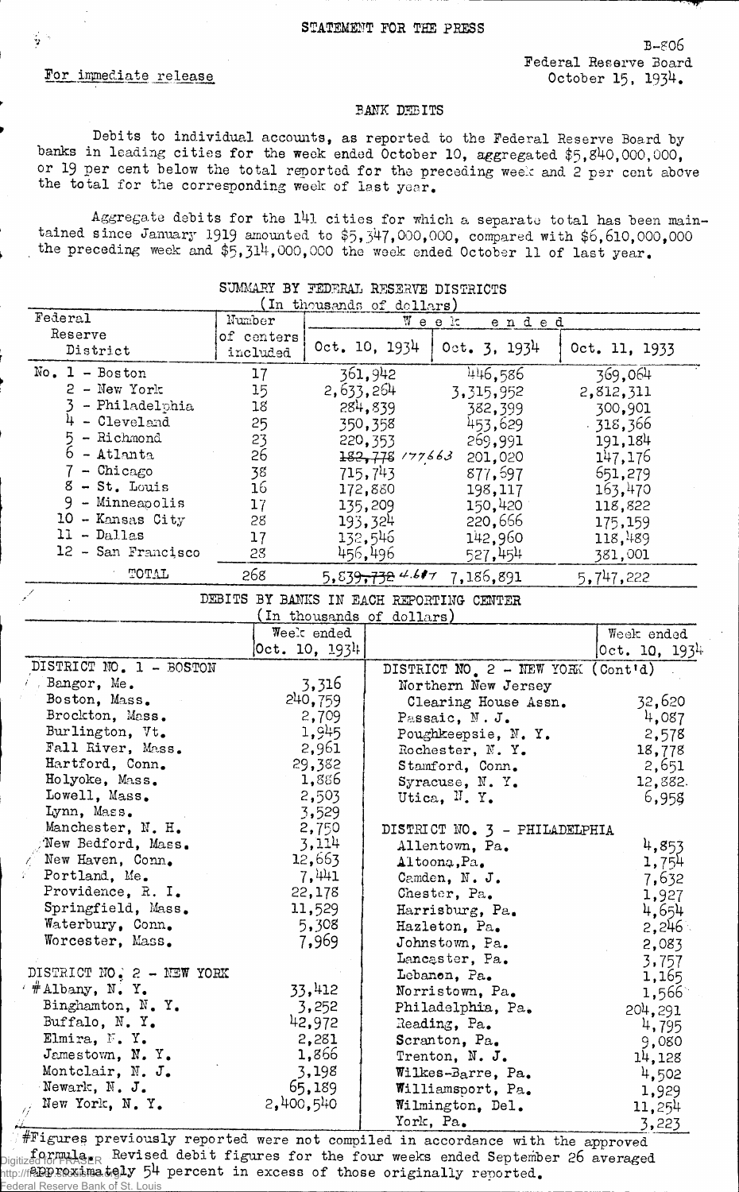STATEMENT FOR THE PRESS

For immediate release

B-806
Federal Reserve Board
October 15, 1934.

BANK DEBITS

Debits to individual accounts, as reported to the Federal Reserve Board by banks in leading cities for the week ended October 10, aggregated $5,840,000,000, or 19 per cent below the total reported for the preceding week and 2 per cent above the total for the corresponding week of last year.

Aggregate debits for the 141 cities for which a separate total has been maintained since January 1919 amounted to $5,347,000,000, compared with $6,610,000,000 the preceding week and $5,314,000,000 the week ended October 11 of last year.

SUMMARY BY FEDERAL RESERVE DISTRICTS
(In thousands of dollars)

| Federal Reserve District | Number of centers included | Week ended Oct. 10, 1934 | Week ended Oct. 3, 1934 | Week ended Oct. 11, 1933 |
|---|---|---|---|---|
| No. 1 - Boston | 17 | 361,942 | 446,586 | 369,064 |
| 2 - New York | 15 | 2,633,264 | 3,315,952 | 2,812,311 |
| 3 - Philadelphia | 18 | 284,839 | 382,399 | 300,901 |
| 4 - Cleveland | 25 | 350,358 | 453,629 | 318,366 |
| 5 - Richmond | 23 | 220,353 | 269,991 | 191,184 |
| 6 - Atlanta | 26 | ~~182,778~~ 177,663 | 201,020 | 147,176 |
| 7 - Chicago | 38 | 715,743 | 877,597 | 651,279 |
| 8 - St. Louis | 16 | 172,880 | 198,117 | 163,470 |
| 9 - Minneapolis | 17 | 135,209 | 150,420 | 118,822 |
| 10 - Kansas City | 28 | 193,324 | 220,666 | 175,159 |
| 11 - Dallas | 17 | 132,546 | 142,960 | 118,489 |
| 12 - San Francisco | 28 | 456,496 | 527,454 | 381,001 |
| TOTAL | 268 | 5,~~839,732~~ 834,617 | 7,186,891 | 5,747,222 |

DEBITS BY BANKS IN EACH REPORTING CENTER
(In thousands of dollars)

| | Week ended Oct. 10, 1934 | | Week ended Oct. 10, 1934 |
|---|---|---|---|
| DISTRICT NO. 1 - BOSTON | | DISTRICT NO. 2 - NEW YORK (Cont'd) | |
| Bangor, Me. | 3,316 | Northern New Jersey Clearing House Assn. | 32,620 |
| Boston, Mass. | 240,759 | Passaic, N. J. | 4,087 |
| Brockton, Mass. | 2,709 | Poughkeepsie, N. Y. | 2,578 |
| Burlington, Vt. | 1,945 | Rochester, N. Y. | 18,778 |
| Fall River, Mass. | 2,961 | Stamford, Conn. | 2,651 |
| Hartford, Conn. | 29,382 | Syracuse, N. Y. | 12,882 |
| Holyoke, Mass. | 1,886 | Utica, N. Y. | 6,958 |
| Lowell, Mass. | 2,503 | | |
| Lynn, Mass. | 3,529 | | |
| Manchester, N. H. | 2,750 | DISTRICT NO. 3 - PHILADELPHIA | |
| New Bedford, Mass. | 3,114 | Allentown, Pa. | 4,853 |
| New Haven, Conn. | 12,663 | Altoona, Pa. | 1,754 |
| Portland, Me. | 7,441 | Camden, N. J. | 7,632 |
| Providence, R. I. | 22,178 | Chester, Pa. | 1,927 |
| Springfield, Mass. | 11,529 | Harrisburg, Pa. | 4,654 |
| Waterbury, Conn. | 5,308 | Hazleton, Pa. | 2,246 |
| Worcester, Mass. | 7,969 | Johnstown, Pa. | 2,083 |
| | | Lancaster, Pa. | 3,757 |
| DISTRICT NO. 2 - NEW YORK | | Lebanon, Pa. | 1,165 |
| #Albany, N. Y. | 33,412 | Norristown, Pa. | 1,566 |
| Binghamton, N. Y. | 3,252 | Philadelphia, Pa. | 204,291 |
| Buffalo, N. Y. | 42,972 | Reading, Pa. | 4,795 |
| Elmira, N. Y. | 2,281 | Scranton, Pa. | 9,080 |
| Jamestown, N. Y. | 1,866 | Trenton, N. J. | 14,128 |
| Montclair, N. J. | 3,198 | Wilkes-Barre, Pa. | 4,502 |
| Newark, N. J. | 65,189 | Williamsport, Pa. | 1,929 |
| New York, N. Y. | 2,400,540 | Wilmington, Del. | 11,254 |
| | | York, Pa. | 3,223 |

#Figures previously reported were not compiled in accordance with the approved formula. Revised debit figures for the four weeks ended September 26 averaged approximately 54 percent in excess of those originally reported.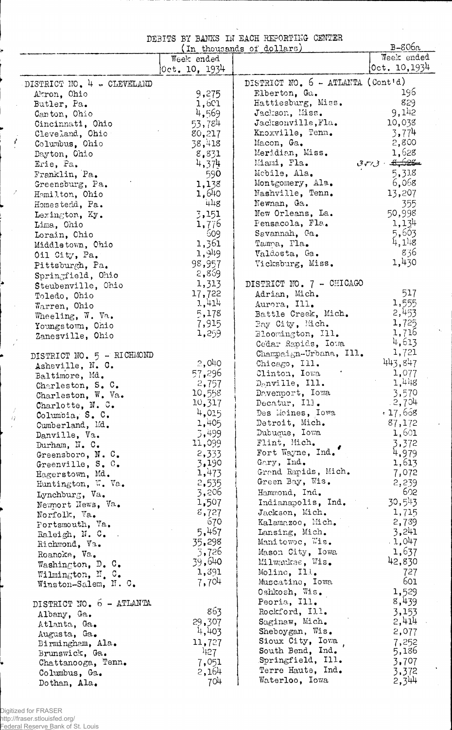# DEBITS BY BANKS IN EACH REPORTING CENTER

(In thousands of dollars)

B-806a

| | Week ended Oct. 10, 1934 | | Week ended Oct. 10, 1934 |
|---|---|---|---|
| **DISTRICT NO. 4 - CLEVELAND** | | **DISTRICT NO. 6 - ATLANTA (Cont'd)** | |
| Akron, Ohio | 9,275 | Elberton, Ga. | 196 |
| Butler, Pa. | 1,601 | Hattiesburg, Miss. | 829 |
| Canton, Ohio | 4,569 | Jackson, Miss. | 9,142 |
| Cincinnati, Ohio | 53,784 | Jacksonville, Fla. | 10,038 |
| Cleveland, Ohio | 80,217 | Knoxville, Tenn. | 3,774 |
| Columbus, Ohio | 38,418 | Macon, Ga. | 2,800 |
| Dayton, Ohio | 8,831 | Meridian, Miss. | 1,628 |
| Erie, Pa. | 4,374 | Miami, Fla. | 3,573 ~~6,528~~ |
| Franklin, Pa. | 590 | Mobile, Ala. | 5,318 |
| Greensburg, Pa. | 1,138 | Montgomery, Ala. | 6,068 |
| Hamilton, Ohio | 1,640 | Nashville, Tenn. | 13,207 |
| Homestead, Pa. | 448 | Newnan, Ga. | 355 |
| Lexington, Ky. | 3,151 | New Orleans, La. | 50,998 |
| Lima, Ohio | 1,776 | Pensacola, Fla. | 1,134 |
| Lorain, Ohio | 609 | Savannah, Ga. | 5,603 |
| Middletown, Ohio | 1,361 | Tampa, Fla. | 4,148 |
| Oil City, Pa. | 1,949 | Valdosta, Ga. | 836 |
| Pittsburgh, Pa. | 98,957 | Vicksburg, Miss. | 1,430 |
| Springfield, Ohio | 2,869 | | |
| Steubenville, Ohio | 1,313 | **DISTRICT NO. 7 - CHICAGO** | |
| Toledo, Ohio | 17,722 | Adrian, Mich. | 517 |
| Warren, Ohio | 1,414 | Aurora, Ill. | 1,555 |
| Wheeling, W. Va. | 5,178 | Battle Creek, Mich. | 2,453 |
| Youngstown, Ohio | 7,915 | Bay City, Mich. | 1,725 |
| Zanesville, Ohio | 1,259 | Bloomington, Ill. | 1,716 |
| | | Cedar Rapids, Iowa | 4,613 |
| **DISTRICT NO. 5 - RICHMOND** | | Champaign-Urbana, Ill. | 1,721 |
| Asheville, N. C. | 2,040 | Chicago, Ill. | 443,847 |
| Baltimore, Md. | 57,296 | Clinton, Iowa | 1,077 |
| Charleston, S. C. | 2,757 | Danville, Ill. | 1,448 |
| Charleston, W. Va. | 10,558 | Davenport, Iowa | 3,570 |
| Charlotte, N. C. | 10,317 | Decatur, Ill. | 2,704 |
| Columbia, S. C. | 4,015 | Des Moines, Iowa | 17,668 |
| Cumberland, Md. | 1,405 | Detroit, Mich. | 87,172 |
| Danville, Va. | 3,499 | Dubuque, Iowa | 1,601 |
| Durham, N. C. | 11,099 | Flint, Mich. | 3,372 |
| Greensboro, N. C. | 2,333 | Fort Wayne, Ind. | 4,979 |
| Greenville, S. C. | 3,190 | Gary, Ind. | 1,613 |
| Hagerstown, Md. | 1,473 | Grand Rapids, Mich. | 7,072 |
| Huntington, W. Va. | 2,535 | Green Bay, Wis. | 2,239 |
| Lynchburg, Va. | 3,206 | Hammond, Ind. | 602 |
| Newport News, Va. | 1,507 | Indianapolis, Ind. | 30,543 |
| Norfolk, Va. | 8,727 | Jackson, Mich. | 1,715 |
| Portsmouth, Va. | 670 | Kalamazoo, Mich. | 2,789 |
| Raleigh, N. C. | 5,467 | Lansing, Mich. | 3,241 |
| Richmond, Va. | 35,298 | Manitowoc, Wis. | 1,047 |
| Roanoke, Va. | 3,726 | Mason City, Iowa | 1,637 |
| Washington, D. C. | 39,640 | Milwaukee, Wis. | 42,830 |
| Wilmington, N. C. | 1,391 | Moline, Ill. | 727 |
| Winston-Salem, N. C. | 7,704 | Muscatine, Iowa | 601 |
| | | Oshkosh, Wis. | 1,529 |
| **DISTRICT NO. 6 - ATLANTA** | | Peoria, Ill. | 8,439 |
| Albany, Ga. | 863 | Rockford, Ill. | 3,153 |
| Atlanta, Ga. | 29,307 | Saginaw, Mich. | 2,414 |
| Augusta, Ga. | 4,403 | Sheboygan, Wis. | 2,077 |
| Birmingham, Ala. | 11,727 | Sioux City, Iowa | 7,252 |
| Brunswick, Ga. | 427 | South Bend, Ind. | 5,186 |
| Chattanooga, Tenn. | 7,051 | Springfield, Ill. | 3,707 |
| Columbus, Ga. | 2,164 | Terre Haute, Ind. | 3,372 |
| Dothan, Ala. | 704 | Waterloo, Iowa | 2,344 |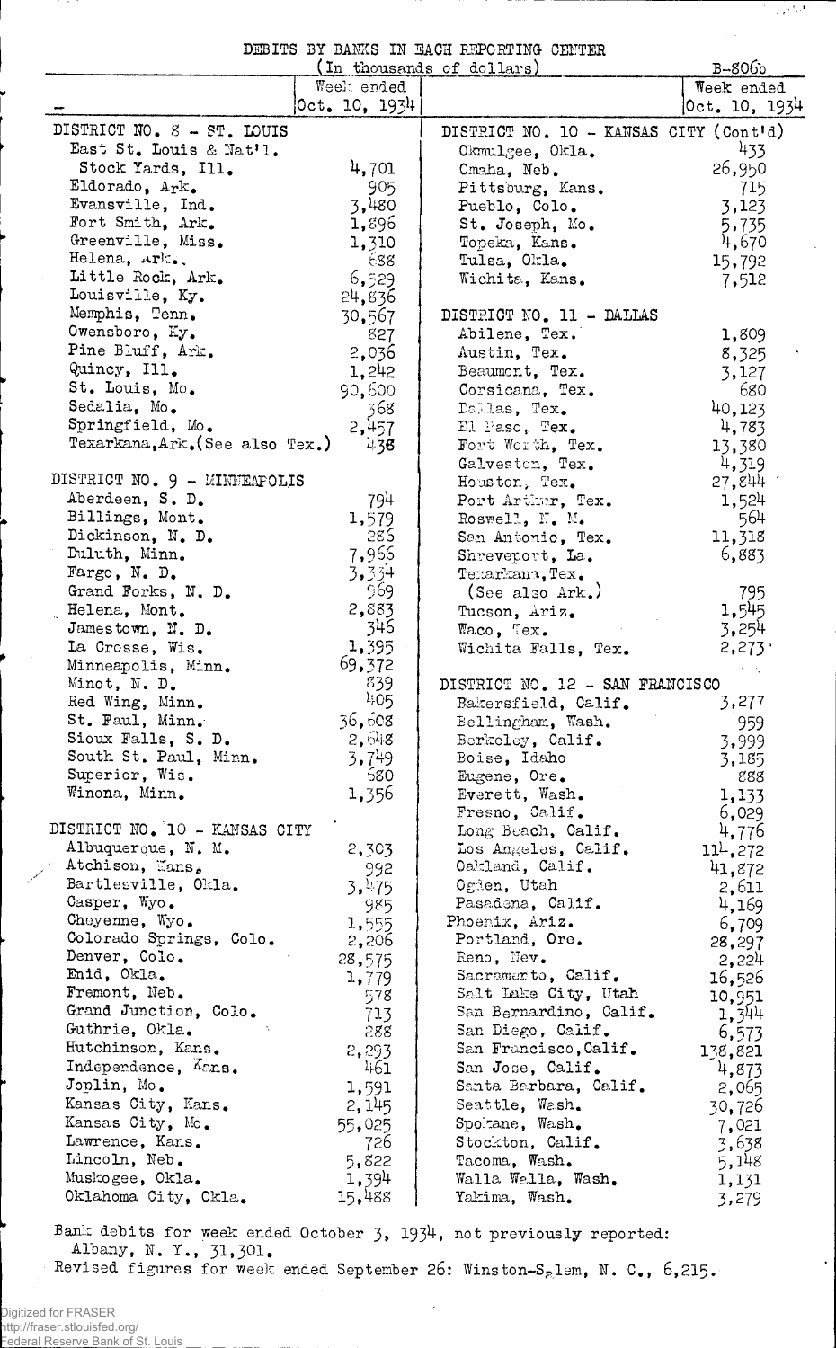B-806b

DEBITS BY BANKS IN EACH REPORTING CENTER

(In thousands of dollars)

| | Week ended Oct. 10, 1934 |
|---|---|
| **DISTRICT NO. 8 - ST. LOUIS** | |
| East St. Louis & Nat'l. Stock Yards, Ill. | 4,701 |
| Eldorado, Ark. | 905 |
| Evansville, Ind. | 3,480 |
| Fort Smith, Ark. | 1,896 |
| Greenville, Miss. | 1,310 |
| Helena, Ark. | 688 |
| Little Rock, Ark. | 6,529 |
| Louisville, Ky. | 24,836 |
| Memphis, Tenn. | 30,567 |
| Owensboro, Ky. | 827 |
| Pine Bluff, Ark. | 2,036 |
| Quincy, Ill. | 1,242 |
| St. Louis, Mo. | 90,600 |
| Sedalia, Mo. | 368 |
| Springfield, Mo. | 2,457 |
| Texarkana, Ark. (See also Tex.) | 438 |
| **DISTRICT NO. 9 - MINNEAPOLIS** | |
| Aberdeen, S. D. | 794 |
| Billings, Mont. | 1,579 |
| Dickinson, N. D. | 286 |
| Duluth, Minn. | 7,966 |
| Fargo, N. D. | 3,334 |
| Grand Forks, N. D. | 969 |
| Helena, Mont. | 2,883 |
| Jamestown, N. D. | 346 |
| La Crosse, Wis. | 1,395 |
| Minneapolis, Minn. | 69,372 |
| Minot, N. D. | 839 |
| Red Wing, Minn. | 405 |
| St. Paul, Minn. | 36,608 |
| Sioux Falls, S. D. | 2,648 |
| South St. Paul, Minn. | 3,749 |
| Superior, Wis. | 580 |
| Winona, Minn. | 1,356 |
| **DISTRICT NO. 10 - KANSAS CITY** | |
| Albuquerque, N. M. | 2,303 |
| Atchison, Kans. | 992 |
| Bartlesville, Okla. | 3,475 |
| Casper, Wyo. | 985 |
| Cheyenne, Wyo. | 1,555 |
| Colorado Springs, Colo. | 2,206 |
| Denver, Colo. | 28,575 |
| Enid, Okla. | 1,779 |
| Fremont, Neb. | 578 |
| Grand Junction, Colo. | 713 |
| Guthrie, Okla. | 288 |
| Hutchinson, Kans. | 2,293 |
| Independence, Kans. | 461 |
| Joplin, Mo. | 1,591 |
| Kansas City, Kans. | 2,145 |
| Kansas City, Mo. | 55,025 |
| Lawrence, Kans. | 726 |
| Lincoln, Neb. | 5,822 |
| Muskogee, Okla. | 1,394 |
| Oklahoma City, Okla. | 15,488 |
| **DISTRICT NO. 10 - KANSAS CITY (Cont'd)** | |
| Okmulgee, Okla. | 433 |
| Omaha, Neb. | 26,950 |
| Pittsburg, Kans. | 715 |
| Pueblo, Colo. | 3,123 |
| St. Joseph, Mo. | 5,735 |
| Topeka, Kans. | 4,670 |
| Tulsa, Okla. | 15,792 |
| Wichita, Kans. | 7,512 |
| **DISTRICT NO. 11 - DALLAS** | |
| Abilene, Tex. | 1,809 |
| Austin, Tex. | 8,325 |
| Beaumont, Tex. | 3,127 |
| Corsicana, Tex. | 680 |
| Dallas, Tex. | 40,123 |
| El Paso, Tex. | 4,783 |
| Fort Worth, Tex. | 13,380 |
| Galveston, Tex. | 4,319 |
| Houston, Tex. | 27,844 |
| Port Arthur, Tex. | 1,524 |
| Roswell, N. M. | 564 |
| San Antonio, Tex. | 11,318 |
| Shreveport, La. | 6,883 |
| Texarkana, Tex. (See also Ark.) | 795 |
| Tucson, Ariz. | 1,545 |
| Waco, Tex. | 3,254 |
| Wichita Falls, Tex. | 2,273 |
| **DISTRICT NO. 12 - SAN FRANCISCO** | |
| Bakersfield, Calif. | 3,277 |
| Bellingham, Wash. | 959 |
| Berkeley, Calif. | 3,999 |
| Boise, Idaho | 3,185 |
| Eugene, Ore. | 888 |
| Everett, Wash. | 1,133 |
| Fresno, Calif. | 6,029 |
| Long Beach, Calif. | 4,776 |
| Los Angeles, Calif. | 114,272 |
| Oakland, Calif. | 41,872 |
| Ogden, Utah | 2,611 |
| Pasadena, Calif. | 4,169 |
| Phoenix, Ariz. | 6,709 |
| Portland, Ore. | 28,297 |
| Reno, Nev. | 2,224 |
| Sacramento, Calif. | 16,526 |
| Salt Lake City, Utah | 10,951 |
| San Bernardino, Calif. | 1,344 |
| San Diego, Calif. | 6,573 |
| San Francisco, Calif. | 138,821 |
| San Jose, Calif. | 4,873 |
| Santa Barbara, Calif. | 2,065 |
| Seattle, Wash. | 30,726 |
| Spokane, Wash. | 7,021 |
| Stockton, Calif. | 3,638 |
| Tacoma, Wash. | 5,148 |
| Walla Walla, Wash. | 1,131 |
| Yakima, Wash. | 3,279 |

Bank debits for week ended October 3, 1934, not previously reported:
Albany, N. Y., 31,301.

Revised figures for week ended September 26: Winston-Salem, N. C., 6,215.